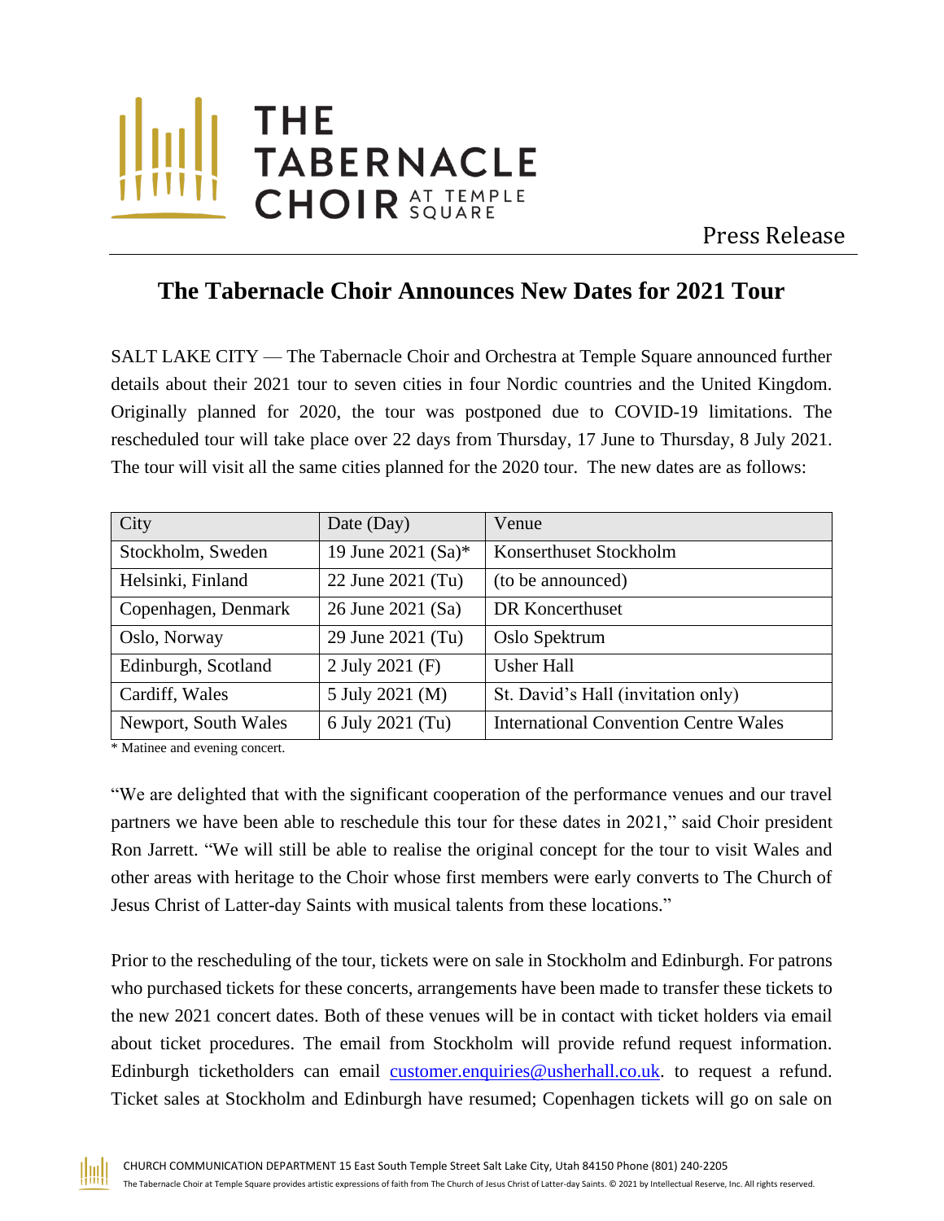THE TABERNACLE CHOIR AT TEMPLE SQUARE

Press Release

# The Tabernacle Choir Announces New Dates for 2021 Tour

SALT LAKE CITY — The Tabernacle Choir and Orchestra at Temple Square announced further details about their 2021 tour to seven cities in four Nordic countries and the United Kingdom. Originally planned for 2020, the tour was postponed due to COVID-19 limitations. The rescheduled tour will take place over 22 days from Thursday, 17 June to Thursday, 8 July 2021. The tour will visit all the same cities planned for the 2020 tour. The new dates are as follows:

| City | Date (Day) | Venue |
|---|---|---|
| Stockholm, Sweden | 19 June 2021 (Sa)* | Konserthuset Stockholm |
| Helsinki, Finland | 22 June 2021 (Tu) | (to be announced) |
| Copenhagen, Denmark | 26 June 2021 (Sa) | DR Koncerthuset |
| Oslo, Norway | 29 June 2021 (Tu) | Oslo Spektrum |
| Edinburgh, Scotland | 2 July 2021 (F) | Usher Hall |
| Cardiff, Wales | 5 July 2021 (M) | St. David's Hall (invitation only) |
| Newport, South Wales | 6 July 2021 (Tu) | International Convention Centre Wales |

* Matinee and evening concert.

"We are delighted that with the significant cooperation of the performance venues and our travel partners we have been able to reschedule this tour for these dates in 2021," said Choir president Ron Jarrett. "We will still be able to realise the original concept for the tour to visit Wales and other areas with heritage to the Choir whose first members were early converts to The Church of Jesus Christ of Latter-day Saints with musical talents from these locations."

Prior to the rescheduling of the tour, tickets were on sale in Stockholm and Edinburgh. For patrons who purchased tickets for these concerts, arrangements have been made to transfer these tickets to the new 2021 concert dates. Both of these venues will be in contact with ticket holders via email about ticket procedures. The email from Stockholm will provide refund request information. Edinburgh ticketholders can email [customer.enquiries@usherhall.co.uk](mailto:customer.enquiries@usherhall.co.uk). to request a refund. Ticket sales at Stockholm and Edinburgh have resumed; Copenhagen tickets will go on sale on

CHURCH COMMUNICATION DEPARTMENT 15 East South Temple Street Salt Lake City, Utah 84150 Phone (801) 240-2205

The Tabernacle Choir at Temple Square provides artistic expressions of faith from The Church of Jesus Christ of Latter-day Saints. © 2021 by Intellectual Reserve, Inc. All rights reserved.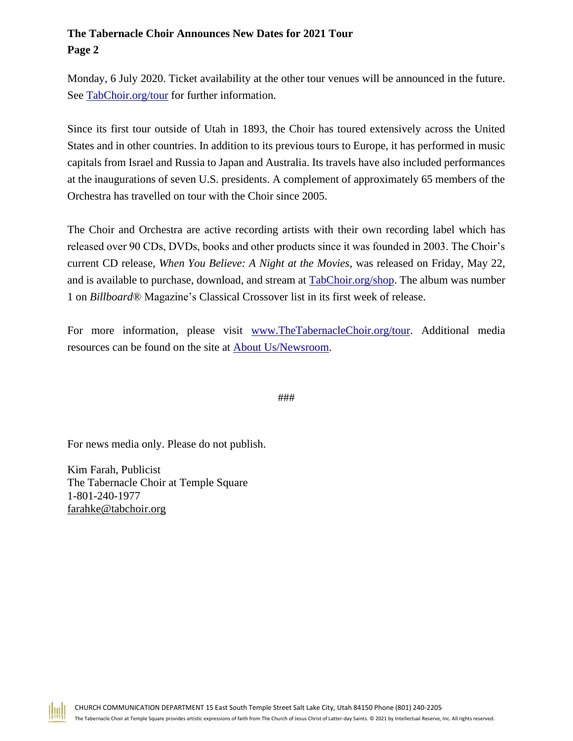Monday, 6 July 2020. Ticket availability at the other tour venues will be announced in the future. See [TabChoir.org/tour](TabChoir.org/tour) for further information.

Since its first tour outside of Utah in 1893, the Choir has toured extensively across the United States and in other countries. In addition to its previous tours to Europe, it has performed in music capitals from Israel and Russia to Japan and Australia. Its travels have also included performances at the inaugurations of seven U.S. presidents. A complement of approximately 65 members of the Orchestra has travelled on tour with the Choir since 2005.

The Choir and Orchestra are active recording artists with their own recording label which has released over 90 CDs, DVDs, books and other products since it was founded in 2003. The Choir's current CD release, *When You Believe: A Night at the Movies*, was released on Friday, May 22, and is available to purchase, download, and stream at [TabChoir.org/shop](TabChoir.org/shop). The album was number 1 on *Billboard*® Magazine's Classical Crossover list in its first week of release.

For more information, please visit [www.TheTabernacleChoir.org/tour](www.TheTabernacleChoir.org/tour). Additional media resources can be found on the site at [About Us/Newsroom]().

###

For news media only. Please do not publish.

Kim Farah, Publicist
The Tabernacle Choir at Temple Square
1-801-240-1977
farahke@tabchoir.org

CHURCH COMMUNICATION DEPARTMENT 15 East South Temple Street Salt Lake City, Utah 84150 Phone (801) 240-2205

The Tabernacle Choir at Temple Square provides artistic expressions of faith from The Church of Jesus Christ of Latter-day Saints. © 2021 by Intellectual Reserve, Inc. All rights reserved.